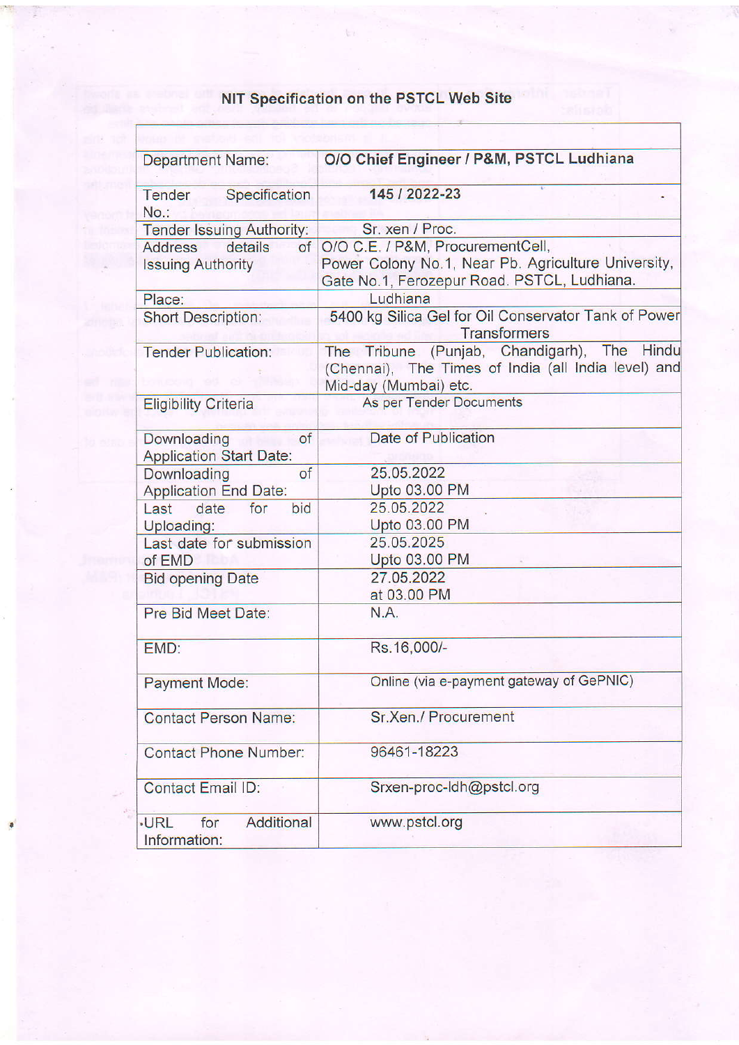# NIT Specification on the PSTCL Web Site

| | |
|---|---|
| Department Name: | **O/O Chief Engineer / P&M, PSTCL Ludhiana** |
| Tender Specification No.: | **145 / 2022-23** |
| Tender Issuing Authority: | Sr. xen / Proc. |
| Address details of Issuing Authority | O/O C.E. / P&M, ProcurementCell, Power Colony No.1, Near Pb. Agriculture University, Gate No.1, Ferozepur Road. PSTCL, Ludhiana. |
| Place: | Ludhiana |
| Short Description: | 5400 kg Silica Gel for Oil Conservator Tank of Power Transformers |
| Tender Publication: | The Tribune (Punjab, Chandigarh), The Hindu (Chennai), The Times of India (all India level) and Mid-day (Mumbai) etc. |
| Eligibility Criteria | As per Tender Documents |
| Downloading of Application Start Date: | Date of Publication |
| Downloading of Application End Date: | 25.05.2022 Upto 03.00 PM |
| Last date for bid Uploading: | 25.05.2022 Upto 03.00 PM |
| Last date for submission of EMD | 25.05.2025 Upto 03.00 PM |
| Bid opening Date | 27.05.2022 at 03.00 PM |
| Pre Bid Meet Date: | N.A. |
| EMD: | Rs.16,000/- |
| Payment Mode: | Online (via e-payment gateway of GePNIC) |
| Contact Person Name: | Sr.Xen./ Procurement |
| Contact Phone Number: | 96461-18223 |
| Contact Email ID: | Srxen-proc-ldh@pstcl.org |
| URL for Additional Information: | www.pstcl.org |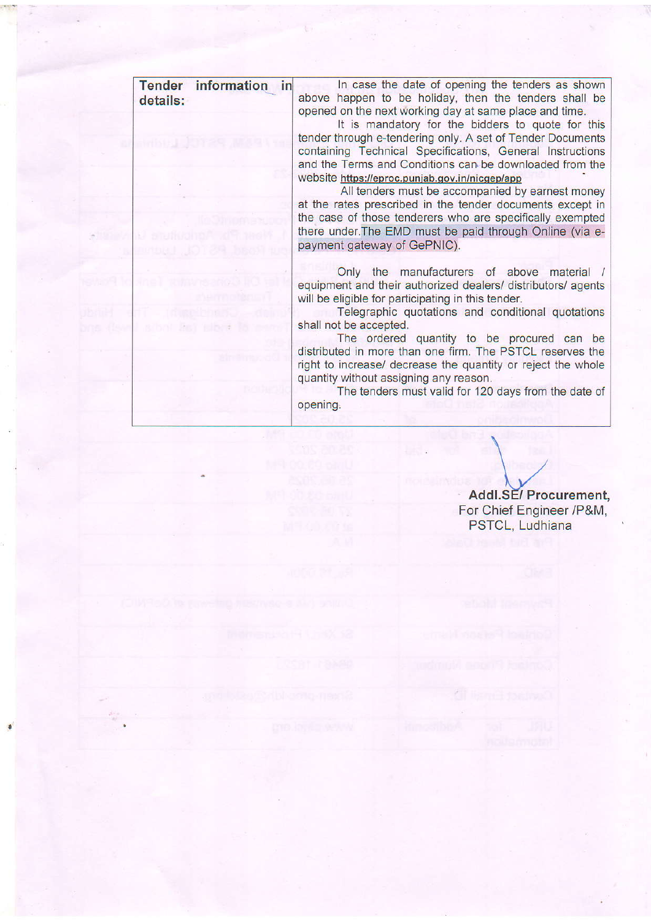| | |
|---|---|
| **Tender information in details:** | In case the date of opening the tenders as shown above happen to be holiday, then the tenders shall be opened on the next working day at same place and time.<br>It is mandatory for the bidders to quote for this tender through e-tendering only. A set of Tender Documents containing Technical Specifications, General Instructions and the Terms and Conditions can be downloaded from the website https://eproc.punjab.gov.in/nicgep/app<br>All tenders must be accompanied by earnest money at the rates prescribed in the tender documents except in the case of those tenderers who are specifically exempted there under. The EMD must be paid through Online (via e-payment gateway of GePNIC).<br>Only the manufacturers of above material / equipment and their authorized dealers/ distributors/ agents will be eligible for participating in this tender.<br>Telegraphic quotations and conditional quotations shall not be accepted.<br>The ordered quantity to be procured can be distributed in more than one firm. The PSTCL reserves the right to increase/ decrease the quantity or reject the whole quantity without assigning any reason.<br>The tenders must valid for 120 days from the date of opening. |

**Addl.SE/ Procurement,**
For Chief Engineer /P&M,
PSTCL, Ludhiana